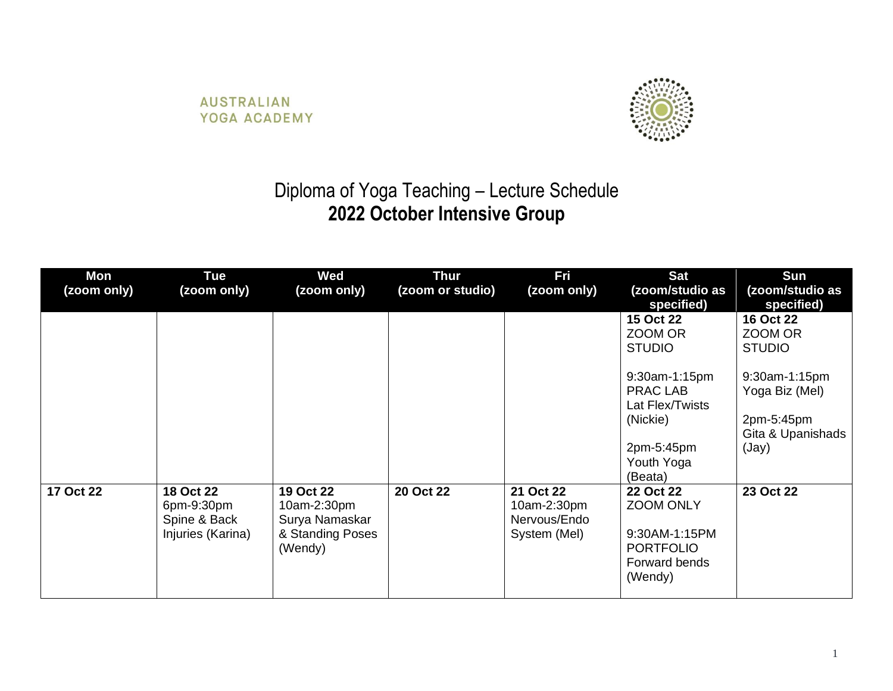AUSTRALIAN YOGA ACADEMY

# Diploma of Yoga Teaching – Lecture Schedule
## 2022 October Intensive Group

| Mon (zoom only) | Tue (zoom only) | Wed (zoom only) | Thur (zoom or studio) | Fri (zoom only) | Sat (zoom/studio as specified) | Sun (zoom/studio as specified) |
|---|---|---|---|---|---|---|
| | | | | | **15 Oct 22** ZOOM OR STUDIO<br><br>9:30am-1:15pm PRAC LAB Lat Flex/Twists (Nickie)<br><br>2pm-5:45pm Youth Yoga (Beata) | **16 Oct 22** ZOOM OR STUDIO<br><br>9:30am-1:15pm Yoga Biz (Mel)<br><br>2pm-5:45pm Gita & Upanishads (Jay) |
| **17 Oct 22** | **18 Oct 22** 6pm-9:30pm Spine & Back Injuries (Karina) | **19 Oct 22** 10am-2:30pm Surya Namaskar & Standing Poses (Wendy) | **20 Oct 22** | **21 Oct 22** 10am-2:30pm Nervous/Endo System (Mel) | **22 Oct 22** ZOOM ONLY<br><br>9:30AM-1:15PM PORTFOLIO Forward bends (Wendy) | **23 Oct 22** |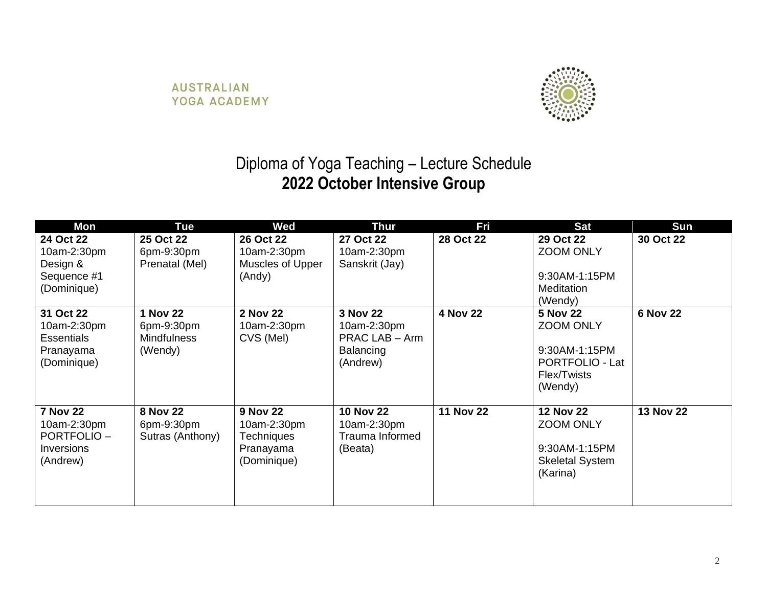AUSTRALIAN YOGA ACADEMY

# Diploma of Yoga Teaching – Lecture Schedule
## 2022 October Intensive Group

| Mon | Tue | Wed | Thur | Fri | Sat | Sun |
|---|---|---|---|---|---|---|
| **24 Oct 22**<br>10am-2:30pm<br>Design & Sequence #1 (Dominique) | **25 Oct 22**<br>6pm-9:30pm<br>Prenatal (Mel) | **26 Oct 22**<br>10am-2:30pm<br>Muscles of Upper (Andy) | **27 Oct 22**<br>10am-2:30pm<br>Sanskrit (Jay) | **28 Oct 22** | **29 Oct 22**<br>ZOOM ONLY<br><br>9:30AM-1:15PM<br>Meditation (Wendy) | **30 Oct 22** |
| **31 Oct 22**<br>10am-2:30pm<br>Essentials Pranayama (Dominique) | **1 Nov 22**<br>6pm-9:30pm<br>Mindfulness (Wendy) | **2 Nov 22**<br>10am-2:30pm<br>CVS (Mel) | **3 Nov 22**<br>10am-2:30pm<br>PRAC LAB – Arm Balancing (Andrew) | **4 Nov 22** | **5 Nov 22**<br>ZOOM ONLY<br><br>9:30AM-1:15PM<br>PORTFOLIO - Lat Flex/Twists (Wendy) | **6 Nov 22** |
| **7 Nov 22**<br>10am-2:30pm<br>PORTFOLIO – Inversions (Andrew) | **8 Nov 22**<br>6pm-9:30pm<br>Sutras (Anthony) | **9 Nov 22**<br>10am-2:30pm<br>Techniques Pranayama (Dominique) | **10 Nov 22**<br>10am-2:30pm<br>Trauma Informed (Beata) | **11 Nov 22** | **12 Nov 22**<br>ZOOM ONLY<br><br>9:30AM-1:15PM<br>Skeletal System (Karina) | **13 Nov 22** |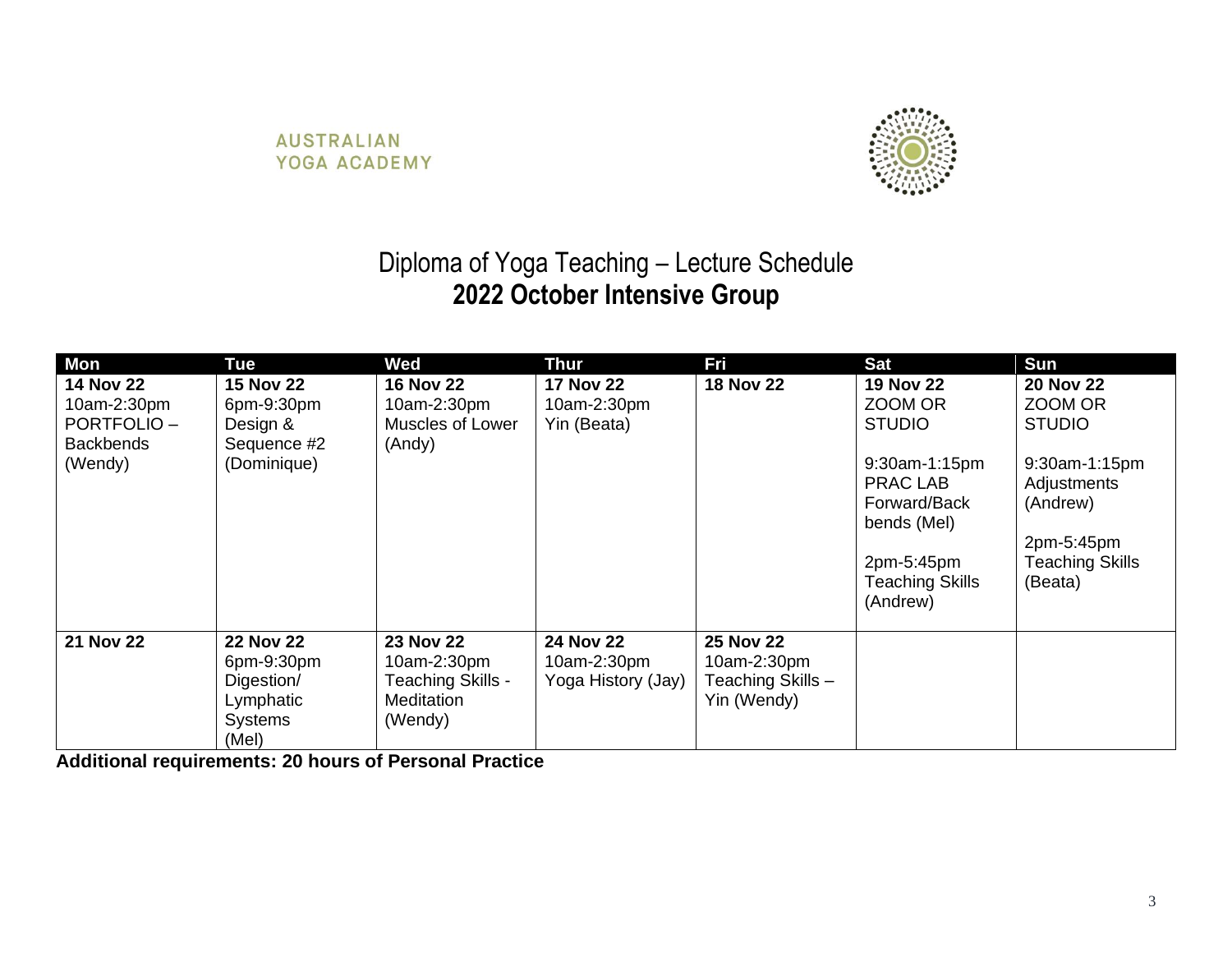AUSTRALIAN
YOGA ACADEMY

# Diploma of Yoga Teaching – Lecture Schedule
## 2022 October Intensive Group

| Mon | Tue | Wed | Thur | Fri | Sat | Sun |
|---|---|---|---|---|---|---|
| **14 Nov 22**<br>10am-2:30pm<br>PORTFOLIO – Backbends<br>(Wendy) | **15 Nov 22**<br>6pm-9:30pm<br>Design & Sequence #2<br>(Dominique) | **16 Nov 22**<br>10am-2:30pm<br>Muscles of Lower<br>(Andy) | **17 Nov 22**<br>10am-2:30pm<br>Yin (Beata) | **18 Nov 22** | **19 Nov 22**<br>ZOOM OR STUDIO<br><br>9:30am-1:15pm<br>PRAC LAB<br>Forward/Back bends (Mel)<br><br>2pm-5:45pm<br>Teaching Skills<br>(Andrew) | **20 Nov 22**<br>ZOOM OR STUDIO<br><br>9:30am-1:15pm<br>Adjustments<br>(Andrew)<br><br>2pm-5:45pm<br>Teaching Skills<br>(Beata) |
| **21 Nov 22** | **22 Nov 22**<br>6pm-9:30pm<br>Digestion/ Lymphatic Systems<br>(Mel) | **23 Nov 22**<br>10am-2:30pm<br>Teaching Skills - Meditation<br>(Wendy) | **24 Nov 22**<br>10am-2:30pm<br>Yoga History (Jay) | **25 Nov 22**<br>10am-2:30pm<br>Teaching Skills – Yin (Wendy) | | |

**Additional requirements: 20 hours of Personal Practice**